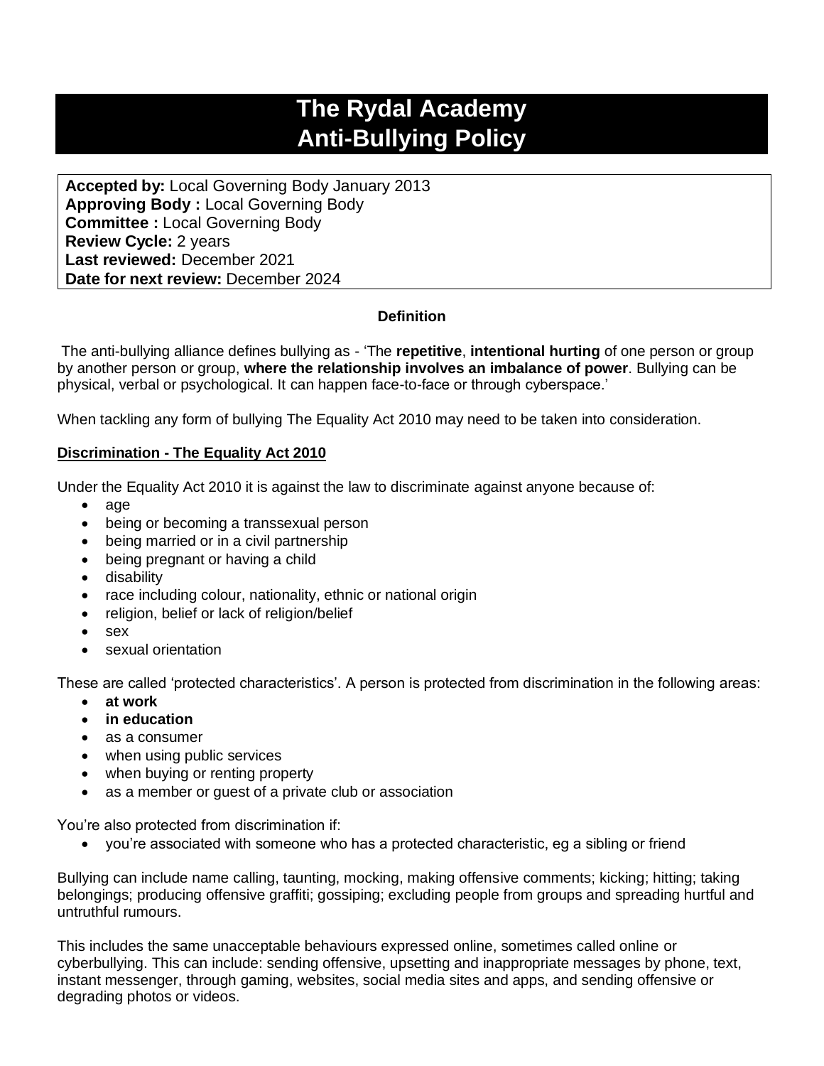# The Rydal Academy
# Anti-Bullying Policy

**Accepted by:** Local Governing Body January 2013
**Approving Body :** Local Governing Body
**Committee :** Local Governing Body
**Review Cycle:** 2 years
**Last reviewed:** December 2021
**Date for next review:** December 2024

**Definition**

The anti-bullying alliance defines bullying as - 'The **repetitive**, **intentional hurting** of one person or group by another person or group, **where the relationship involves an imbalance of power**. Bullying can be physical, verbal or psychological. It can happen face-to-face or through cyberspace.'

When tackling any form of bullying The Equality Act 2010 may need to be taken into consideration.

**Discrimination - The Equality Act 2010**

Under the Equality Act 2010 it is against the law to discriminate against anyone because of:

- age
- being or becoming a transsexual person
- being married or in a civil partnership
- being pregnant or having a child
- disability
- race including colour, nationality, ethnic or national origin
- religion, belief or lack of religion/belief
- sex
- sexual orientation

These are called 'protected characteristics'. A person is protected from discrimination in the following areas:

- **at work**
- **in education**
- as a consumer
- when using public services
- when buying or renting property
- as a member or guest of a private club or association

You're also protected from discrimination if:

- you're associated with someone who has a protected characteristic, eg a sibling or friend

Bullying can include name calling, taunting, mocking, making offensive comments; kicking; hitting; taking belongings; producing offensive graffiti; gossiping; excluding people from groups and spreading hurtful and untruthful rumours.

This includes the same unacceptable behaviours expressed online, sometimes called online or cyberbullying. This can include: sending offensive, upsetting and inappropriate messages by phone, text, instant messenger, through gaming, websites, social media sites and apps, and sending offensive or degrading photos or videos.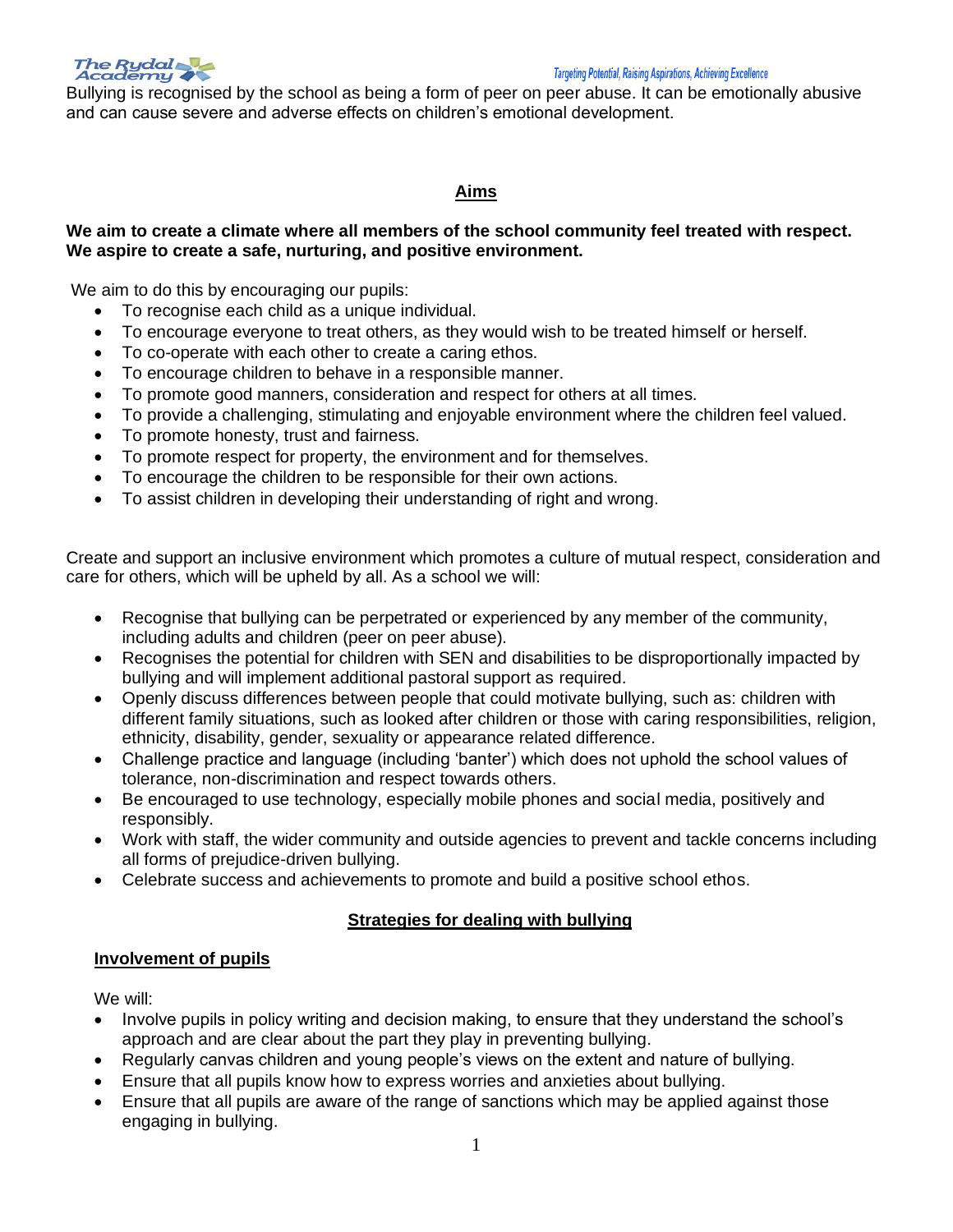Bullying is recognised by the school as being a form of peer on peer abuse. It can be emotionally abusive and can cause severe and adverse effects on children's emotional development.

## Aims

**We aim to create a climate where all members of the school community feel treated with respect. We aspire to create a safe, nurturing, and positive environment.**

We aim to do this by encouraging our pupils:

- To recognise each child as a unique individual.
- To encourage everyone to treat others, as they would wish to be treated himself or herself.
- To co-operate with each other to create a caring ethos.
- To encourage children to behave in a responsible manner.
- To promote good manners, consideration and respect for others at all times.
- To provide a challenging, stimulating and enjoyable environment where the children feel valued.
- To promote honesty, trust and fairness.
- To promote respect for property, the environment and for themselves.
- To encourage the children to be responsible for their own actions.
- To assist children in developing their understanding of right and wrong.

Create and support an inclusive environment which promotes a culture of mutual respect, consideration and care for others, which will be upheld by all. As a school we will:

- Recognise that bullying can be perpetrated or experienced by any member of the community, including adults and children (peer on peer abuse).
- Recognises the potential for children with SEN and disabilities to be disproportionally impacted by bullying and will implement additional pastoral support as required.
- Openly discuss differences between people that could motivate bullying, such as: children with different family situations, such as looked after children or those with caring responsibilities, religion, ethnicity, disability, gender, sexuality or appearance related difference.
- Challenge practice and language (including 'banter') which does not uphold the school values of tolerance, non-discrimination and respect towards others.
- Be encouraged to use technology, especially mobile phones and social media, positively and responsibly.
- Work with staff, the wider community and outside agencies to prevent and tackle concerns including all forms of prejudice-driven bullying.
- Celebrate success and achievements to promote and build a positive school ethos.

## Strategies for dealing with bullying

### Involvement of pupils

We will:

- Involve pupils in policy writing and decision making, to ensure that they understand the school's approach and are clear about the part they play in preventing bullying.
- Regularly canvas children and young people's views on the extent and nature of bullying.
- Ensure that all pupils know how to express worries and anxieties about bullying.
- Ensure that all pupils are aware of the range of sanctions which may be applied against those engaging in bullying.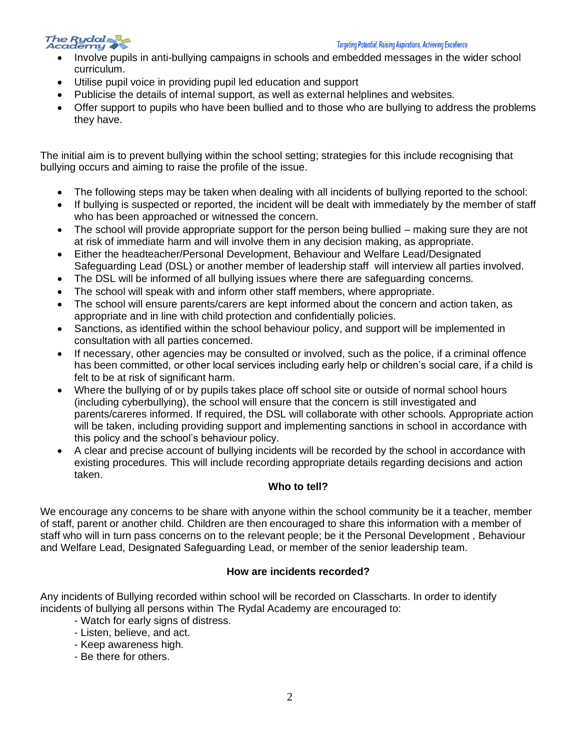- Involve pupils in anti-bullying campaigns in schools and embedded messages in the wider school curriculum.
- Utilise pupil voice in providing pupil led education and support
- Publicise the details of internal support, as well as external helplines and websites.
- Offer support to pupils who have been bullied and to those who are bullying to address the problems they have.

The initial aim is to prevent bullying within the school setting; strategies for this include recognising that bullying occurs and aiming to raise the profile of the issue.

- The following steps may be taken when dealing with all incidents of bullying reported to the school:
- If bullying is suspected or reported, the incident will be dealt with immediately by the member of staff who has been approached or witnessed the concern.
- The school will provide appropriate support for the person being bullied – making sure they are not at risk of immediate harm and will involve them in any decision making, as appropriate.
- Either the headteacher/Personal Development, Behaviour and Welfare Lead/Designated Safeguarding Lead (DSL) or another member of leadership staff will interview all parties involved.
- The DSL will be informed of all bullying issues where there are safeguarding concerns.
- The school will speak with and inform other staff members, where appropriate.
- The school will ensure parents/carers are kept informed about the concern and action taken, as appropriate and in line with child protection and confidentially policies.
- Sanctions, as identified within the school behaviour policy, and support will be implemented in consultation with all parties concerned.
- If necessary, other agencies may be consulted or involved, such as the police, if a criminal offence has been committed, or other local services including early help or children's social care, if a child is felt to be at risk of significant harm.
- Where the bullying of or by pupils takes place off school site or outside of normal school hours (including cyberbullying), the school will ensure that the concern is still investigated and parents/careres informed. If required, the DSL will collaborate with other schools. Appropriate action will be taken, including providing support and implementing sanctions in school in accordance with this policy and the school's behaviour policy.
- A clear and precise account of bullying incidents will be recorded by the school in accordance with existing procedures. This will include recording appropriate details regarding decisions and action taken.

**Who to tell?**

We encourage any concerns to be share with anyone within the school community be it a teacher, member of staff, parent or another child. Children are then encouraged to share this information with a member of staff who will in turn pass concerns on to the relevant people; be it the Personal Development , Behaviour and Welfare Lead, Designated Safeguarding Lead, or member of the senior leadership team.

**How are incidents recorded?**

Any incidents of Bullying recorded within school will be recorded on Classcharts. In order to identify incidents of bullying all persons within The Rydal Academy are encouraged to:

- Watch for early signs of distress.
- Listen, believe, and act.
- Keep awareness high.
- Be there for others.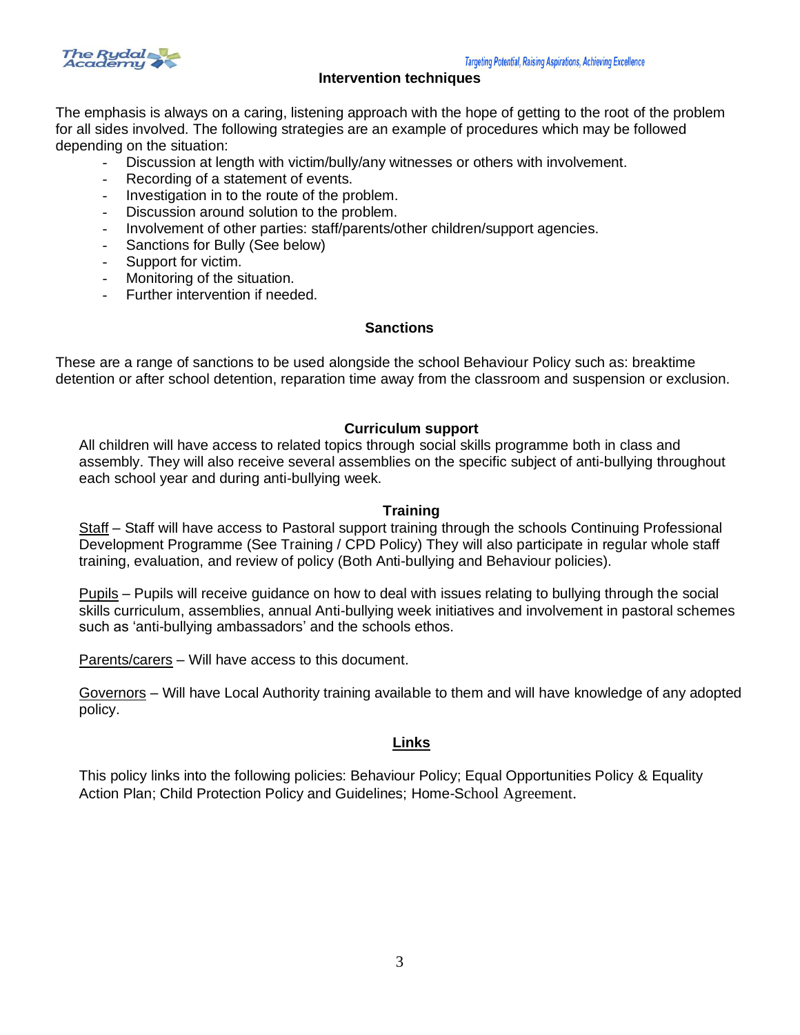## Intervention techniques

The emphasis is always on a caring, listening approach with the hope of getting to the root of the problem for all sides involved. The following strategies are an example of procedures which may be followed depending on the situation:

- Discussion at length with victim/bully/any witnesses or others with involvement.
- Recording of a statement of events.
- Investigation in to the route of the problem.
- Discussion around solution to the problem.
- Involvement of other parties: staff/parents/other children/support agencies.
- Sanctions for Bully (See below)
- Support for victim.
- Monitoring of the situation.
- Further intervention if needed.

## Sanctions

These are a range of sanctions to be used alongside the school Behaviour Policy such as: breaktime detention or after school detention, reparation time away from the classroom and suspension or exclusion.

## Curriculum support

All children will have access to related topics through social skills programme both in class and assembly. They will also receive several assemblies on the specific subject of anti-bullying throughout each school year and during anti-bullying week.

## Training

Staff – Staff will have access to Pastoral support training through the schools Continuing Professional Development Programme (See Training / CPD Policy) They will also participate in regular whole staff training, evaluation, and review of policy (Both Anti-bullying and Behaviour policies).

Pupils – Pupils will receive guidance on how to deal with issues relating to bullying through the social skills curriculum, assemblies, annual Anti-bullying week initiatives and involvement in pastoral schemes such as 'anti-bullying ambassadors' and the schools ethos.

Parents/carers – Will have access to this document.

Governors – Will have Local Authority training available to them and will have knowledge of any adopted policy.

## Links

This policy links into the following policies: Behaviour Policy; Equal Opportunities Policy & Equality Action Plan; Child Protection Policy and Guidelines; Home-School Agreement.